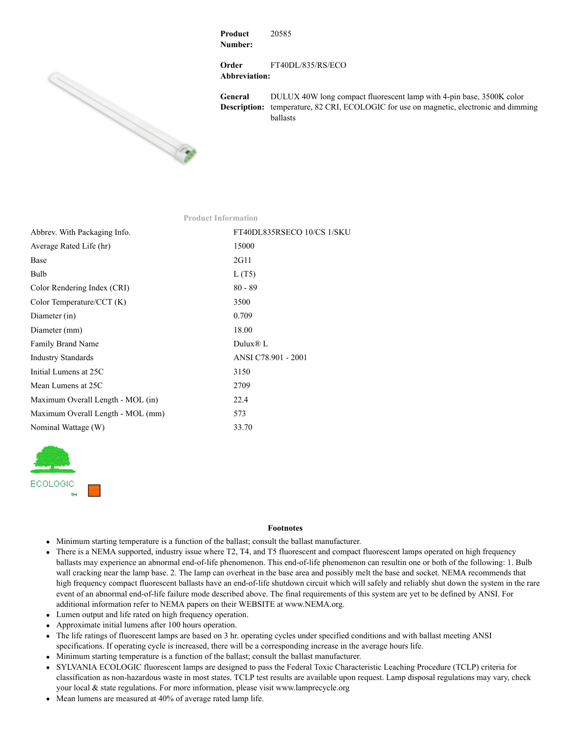| | |
|---|---|
| **Product Number:** | 20585 |
| **Order Abbreviation:** | FT40DL/835/RS/ECO |
| **General Description:** | DULUX 40W long compact fluorescent lamp with 4-pin base, 3500K color temperature, 82 CRI, ECOLOGIC for use on magnetic, electronic and dimming ballasts |

**Product Information**

| | |
|---|---|
| Abbrev. With Packaging Info. | FT40DL835RSECO 10/CS 1/SKU |
| Average Rated Life (hr) | 15000 |
| Base | 2G11 |
| Bulb | L (T5) |
| Color Rendering Index (CRI) | 80 - 89 |
| Color Temperature/CCT (K) | 3500 |
| Diameter (in) | 0.709 |
| Diameter (mm) | 18.00 |
| Family Brand Name | Dulux® L |
| Industry Standards | ANSI C78.901 - 2001 |
| Initial Lumens at 25C | 3150 |
| Mean Lumens at 25C | 2709 |
| Maximum Overall Length - MOL (in) | 22.4 |
| Maximum Overall Length - MOL (mm) | 573 |
| Nominal Wattage (W) | 33.70 |

ECOLOGIC ™

**Footnotes**

- Minimum starting temperature is a function of the ballast; consult the ballast manufacturer.
- There is a NEMA supported, industry issue where T2, T4, and T5 fluorescent and compact fluorescent lamps operated on high frequency ballasts may experience an abnormal end-of-life phenomenon. This end-of-life phenomenon can resultin one or both of the following: 1. Bulb wall cracking near the lamp base. 2. The lamp can overheat in the base area and possibly melt the base and socket. NEMA recommends that high frequency compact fluorescent ballasts have an end-of-life shutdown circuit which will safely and reliably shut down the system in the rare event of an abnormal end-of-life failure mode described above. The final requirements of this system are yet to be defined by ANSI. For additional information refer to NEMA papers on their WEBSITE at www.NEMA.org.
- Lumen output and life rated on high frequency operation.
- Approximate initial lumens after 100 hours operation.
- The life ratings of fluorescent lamps are based on 3 hr. operating cycles under specified conditions and with ballast meeting ANSI specifications. If operating cycle is increased, there will be a corresponding increase in the average hours life.
- Minimum starting temperature is a function of the ballast; consult the ballast manufacturer.
- SYLVANIA ECOLOGIC fluorescent lamps are designed to pass the Federal Toxic Characteristic Leaching Procedure (TCLP) criteria for classification as non-hazardous waste in most states. TCLP test results are available upon request. Lamp disposal regulations may vary, check your local & state regulations. For more information, please visit www.lamprecycle.org
- Mean lumens are measured at 40% of average rated lamp life.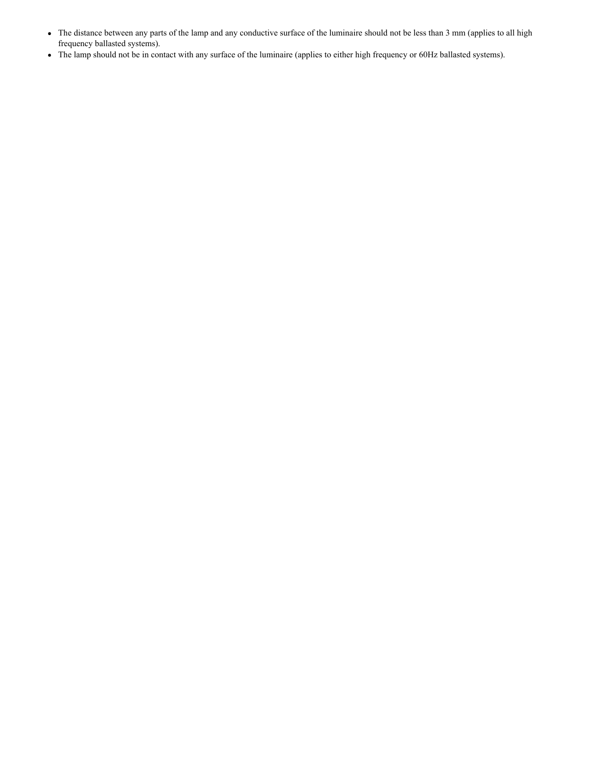- The distance between any parts of the lamp and any conductive surface of the luminaire should not be less than 3 mm (applies to all high frequency ballasted systems).
- The lamp should not be in contact with any surface of the luminaire (applies to either high frequency or 60Hz ballasted systems).